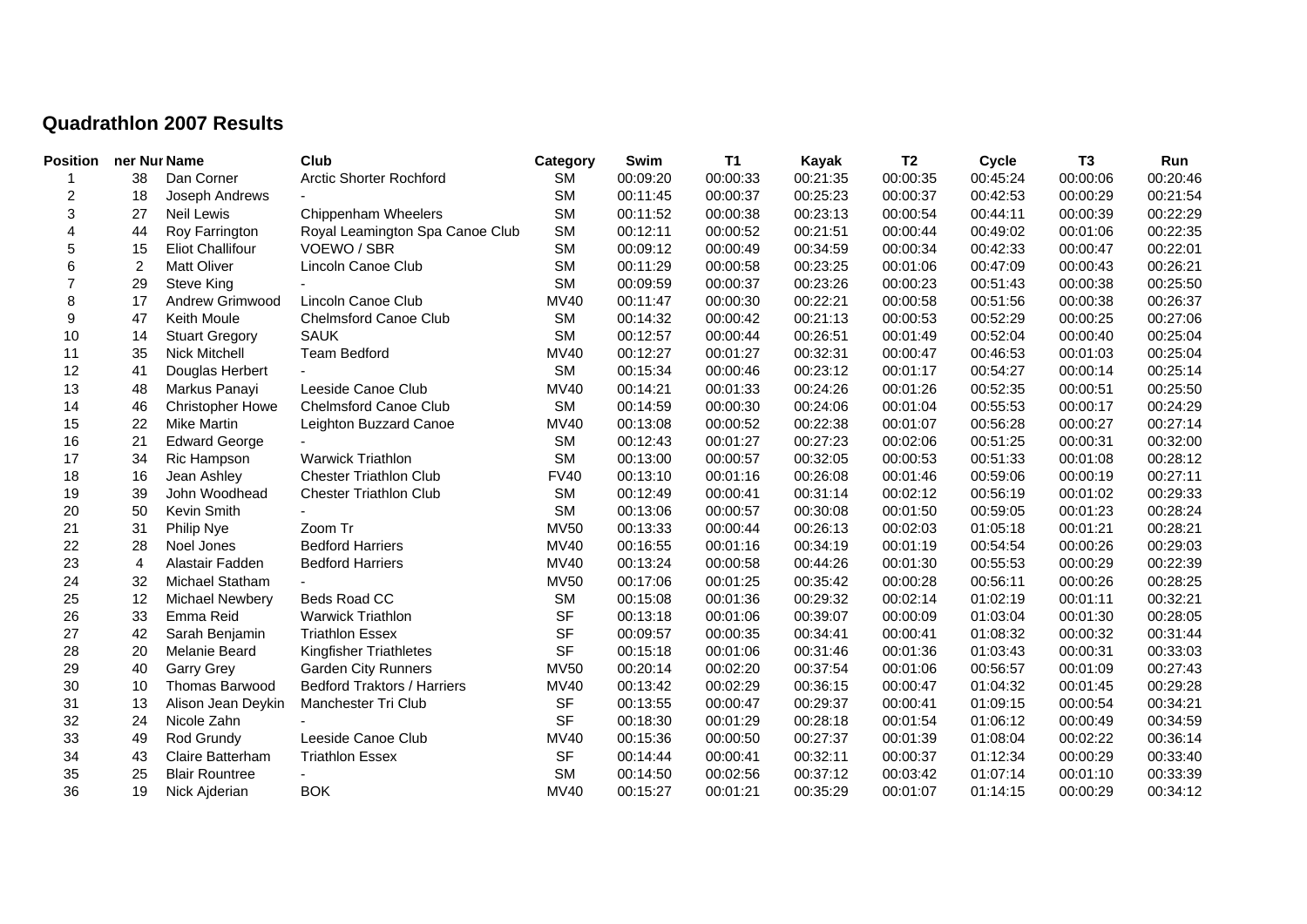## Quadrathlon 2007 Results

| Position | ner Nur | Name | Club | Category | Swim | T1 | Kayak | T2 | Cycle | T3 | Run |
|---|---|---|---|---|---|---|---|---|---|---|---|
| 1 | 38 | Dan Corner | Arctic Shorter Rochford | SM | 00:09:20 | 00:00:33 | 00:21:35 | 00:00:35 | 00:45:24 | 00:00:06 | 00:20:46 |
| 2 | 18 | Joseph Andrews | - | SM | 00:11:45 | 00:00:37 | 00:25:23 | 00:00:37 | 00:42:53 | 00:00:29 | 00:21:54 |
| 3 | 27 | Neil Lewis | Chippenham Wheelers | SM | 00:11:52 | 00:00:38 | 00:23:13 | 00:00:54 | 00:44:11 | 00:00:39 | 00:22:29 |
| 4 | 44 | Roy Farrington | Royal Leamington Spa Canoe Club | SM | 00:12:11 | 00:00:52 | 00:21:51 | 00:00:44 | 00:49:02 | 00:01:06 | 00:22:35 |
| 5 | 15 | Eliot Challifour | VOEWO / SBR | SM | 00:09:12 | 00:00:49 | 00:34:59 | 00:00:34 | 00:42:33 | 00:00:47 | 00:22:01 |
| 6 | 2 | Matt Oliver | Lincoln Canoe Club | SM | 00:11:29 | 00:00:58 | 00:23:25 | 00:01:06 | 00:47:09 | 00:00:43 | 00:26:21 |
| 7 | 29 | Steve King | - | SM | 00:09:59 | 00:00:37 | 00:23:26 | 00:00:23 | 00:51:43 | 00:00:38 | 00:25:50 |
| 8 | 17 | Andrew Grimwood | Lincoln Canoe Club | MV40 | 00:11:47 | 00:00:30 | 00:22:21 | 00:00:58 | 00:51:56 | 00:00:38 | 00:26:37 |
| 9 | 47 | Keith Moule | Chelmsford Canoe Club | SM | 00:14:32 | 00:00:42 | 00:21:13 | 00:00:53 | 00:52:29 | 00:00:25 | 00:27:06 |
| 10 | 14 | Stuart Gregory | SAUK | SM | 00:12:57 | 00:00:44 | 00:26:51 | 00:01:49 | 00:52:04 | 00:00:40 | 00:25:04 |
| 11 | 35 | Nick Mitchell | Team Bedford | MV40 | 00:12:27 | 00:01:27 | 00:32:31 | 00:00:47 | 00:46:53 | 00:01:03 | 00:25:04 |
| 12 | 41 | Douglas Herbert | - | SM | 00:15:34 | 00:00:46 | 00:23:12 | 00:01:17 | 00:54:27 | 00:00:14 | 00:25:14 |
| 13 | 48 | Markus Panayi | Leeside Canoe Club | MV40 | 00:14:21 | 00:01:33 | 00:24:26 | 00:01:26 | 00:52:35 | 00:00:51 | 00:25:50 |
| 14 | 46 | Christopher Howe | Chelmsford Canoe Club | SM | 00:14:59 | 00:00:30 | 00:24:06 | 00:01:04 | 00:55:53 | 00:00:17 | 00:24:29 |
| 15 | 22 | Mike Martin | Leighton Buzzard Canoe | MV40 | 00:13:08 | 00:00:52 | 00:22:38 | 00:01:07 | 00:56:28 | 00:00:27 | 00:27:14 |
| 16 | 21 | Edward George | - | SM | 00:12:43 | 00:01:27 | 00:27:23 | 00:02:06 | 00:51:25 | 00:00:31 | 00:32:00 |
| 17 | 34 | Ric Hampson | Warwick Triathlon | SM | 00:13:00 | 00:00:57 | 00:32:05 | 00:00:53 | 00:51:33 | 00:01:08 | 00:28:12 |
| 18 | 16 | Jean Ashley | Chester Triathlon Club | FV40 | 00:13:10 | 00:01:16 | 00:26:08 | 00:01:46 | 00:59:06 | 00:00:19 | 00:27:11 |
| 19 | 39 | John Woodhead | Chester Triathlon Club | SM | 00:12:49 | 00:00:41 | 00:31:14 | 00:02:12 | 00:56:19 | 00:01:02 | 00:29:33 |
| 20 | 50 | Kevin Smith | - | SM | 00:13:06 | 00:00:57 | 00:30:08 | 00:01:50 | 00:59:05 | 00:01:23 | 00:28:24 |
| 21 | 31 | Philip Nye | Zoom Tr | MV50 | 00:13:33 | 00:00:44 | 00:26:13 | 00:02:03 | 01:05:18 | 00:01:21 | 00:28:21 |
| 22 | 28 | Noel Jones | Bedford Harriers | MV40 | 00:16:55 | 00:01:16 | 00:34:19 | 00:01:19 | 00:54:54 | 00:00:26 | 00:29:03 |
| 23 | 4 | Alastair Fadden | Bedford Harriers | MV40 | 00:13:24 | 00:00:58 | 00:44:26 | 00:01:30 | 00:55:53 | 00:00:29 | 00:22:39 |
| 24 | 32 | Michael Statham | - | MV50 | 00:17:06 | 00:01:25 | 00:35:42 | 00:00:28 | 00:56:11 | 00:00:26 | 00:28:25 |
| 25 | 12 | Michael Newbery | Beds Road CC | SM | 00:15:08 | 00:01:36 | 00:29:32 | 00:02:14 | 01:02:19 | 00:01:11 | 00:32:21 |
| 26 | 33 | Emma Reid | Warwick Triathlon | SF | 00:13:18 | 00:01:06 | 00:39:07 | 00:00:09 | 01:03:04 | 00:01:30 | 00:28:05 |
| 27 | 42 | Sarah Benjamin | Triathlon Essex | SF | 00:09:57 | 00:00:35 | 00:34:41 | 00:00:41 | 01:08:32 | 00:00:32 | 00:31:44 |
| 28 | 20 | Melanie Beard | Kingfisher Triathletes | SF | 00:15:18 | 00:01:06 | 00:31:46 | 00:01:36 | 01:03:43 | 00:00:31 | 00:33:03 |
| 29 | 40 | Garry Grey | Garden City Runners | MV50 | 00:20:14 | 00:02:20 | 00:37:54 | 00:01:06 | 00:56:57 | 00:01:09 | 00:27:43 |
| 30 | 10 | Thomas Barwood | Bedford Traktors / Harriers | MV40 | 00:13:42 | 00:02:29 | 00:36:15 | 00:00:47 | 01:04:32 | 00:01:45 | 00:29:28 |
| 31 | 13 | Alison Jean Deykin | Manchester Tri Club | SF | 00:13:55 | 00:00:47 | 00:29:37 | 00:00:41 | 01:09:15 | 00:00:54 | 00:34:21 |
| 32 | 24 | Nicole Zahn | - | SF | 00:18:30 | 00:01:29 | 00:28:18 | 00:01:54 | 01:06:12 | 00:00:49 | 00:34:59 |
| 33 | 49 | Rod Grundy | Leeside Canoe Club | MV40 | 00:15:36 | 00:00:50 | 00:27:37 | 00:01:39 | 01:08:04 | 00:02:22 | 00:36:14 |
| 34 | 43 | Claire Batterham | Triathlon Essex | SF | 00:14:44 | 00:00:41 | 00:32:11 | 00:00:37 | 01:12:34 | 00:00:29 | 00:33:40 |
| 35 | 25 | Blair Rountree | - | SM | 00:14:50 | 00:02:56 | 00:37:12 | 00:03:42 | 01:07:14 | 00:01:10 | 00:33:39 |
| 36 | 19 | Nick Ajderian | BOK | MV40 | 00:15:27 | 00:01:21 | 00:35:29 | 00:01:07 | 01:14:15 | 00:00:29 | 00:34:12 |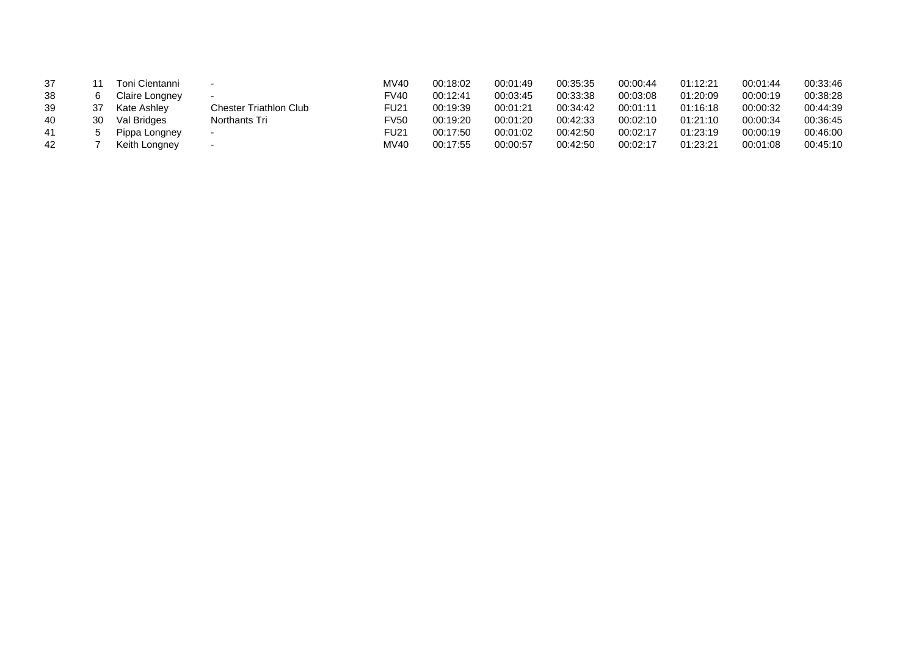| | | | | | | | | | | | |
|---|---|---|---|---|---|---|---|---|---|---|---|
| 37 | 11 | Toni Cientanni | - | MV40 | 00:18:02 | 00:01:49 | 00:35:35 | 00:00:44 | 01:12:21 | 00:01:44 | 00:33:46 |
| 38 | 6 | Claire Longney | - | FV40 | 00:12:41 | 00:03:45 | 00:33:38 | 00:03:08 | 01:20:09 | 00:00:19 | 00:38:28 |
| 39 | 37 | Kate Ashley | Chester Triathlon Club | FU21 | 00:19:39 | 00:01:21 | 00:34:42 | 00:01:11 | 01:16:18 | 00:00:32 | 00:44:39 |
| 40 | 30 | Val Bridges | Northants Tri | FV50 | 00:19:20 | 00:01:20 | 00:42:33 | 00:02:10 | 01:21:10 | 00:00:34 | 00:36:45 |
| 41 | 5 | Pippa Longney | - | FU21 | 00:17:50 | 00:01:02 | 00:42:50 | 00:02:17 | 01:23:19 | 00:00:19 | 00:46:00 |
| 42 | 7 | Keith Longney | - | MV40 | 00:17:55 | 00:00:57 | 00:42:50 | 00:02:17 | 01:23:21 | 00:01:08 | 00:45:10 |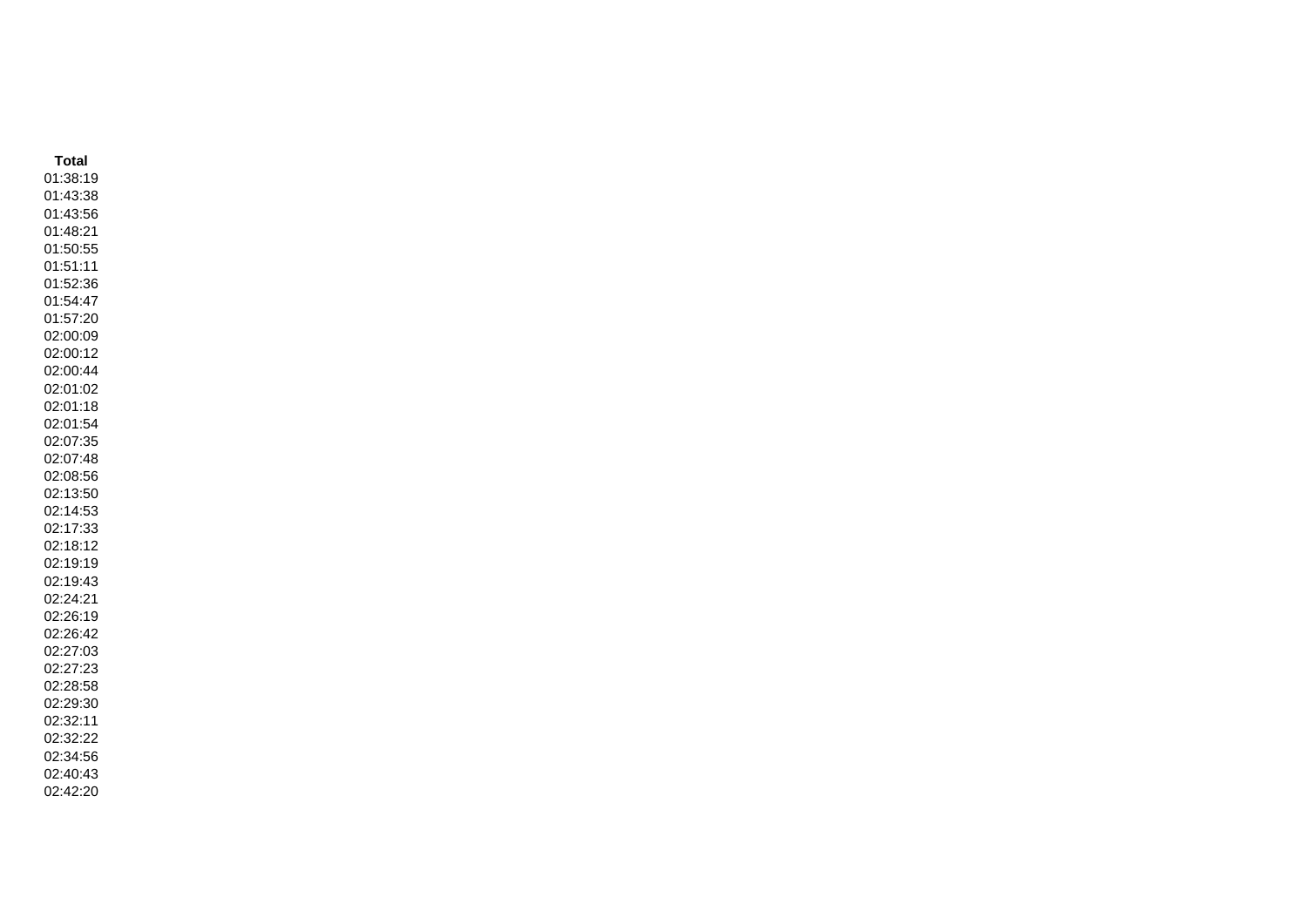| Total |
| --- |
| 01:38:19 |
| 01:43:38 |
| 01:43:56 |
| 01:48:21 |
| 01:50:55 |
| 01:51:11 |
| 01:52:36 |
| 01:54:47 |
| 01:57:20 |
| 02:00:09 |
| 02:00:12 |
| 02:00:44 |
| 02:01:02 |
| 02:01:18 |
| 02:01:54 |
| 02:07:35 |
| 02:07:48 |
| 02:08:56 |
| 02:13:50 |
| 02:14:53 |
| 02:17:33 |
| 02:18:12 |
| 02:19:19 |
| 02:19:43 |
| 02:24:21 |
| 02:26:19 |
| 02:26:42 |
| 02:27:03 |
| 02:27:23 |
| 02:28:58 |
| 02:29:30 |
| 02:32:11 |
| 02:32:22 |
| 02:34:56 |
| 02:40:43 |
| 02:42:20 |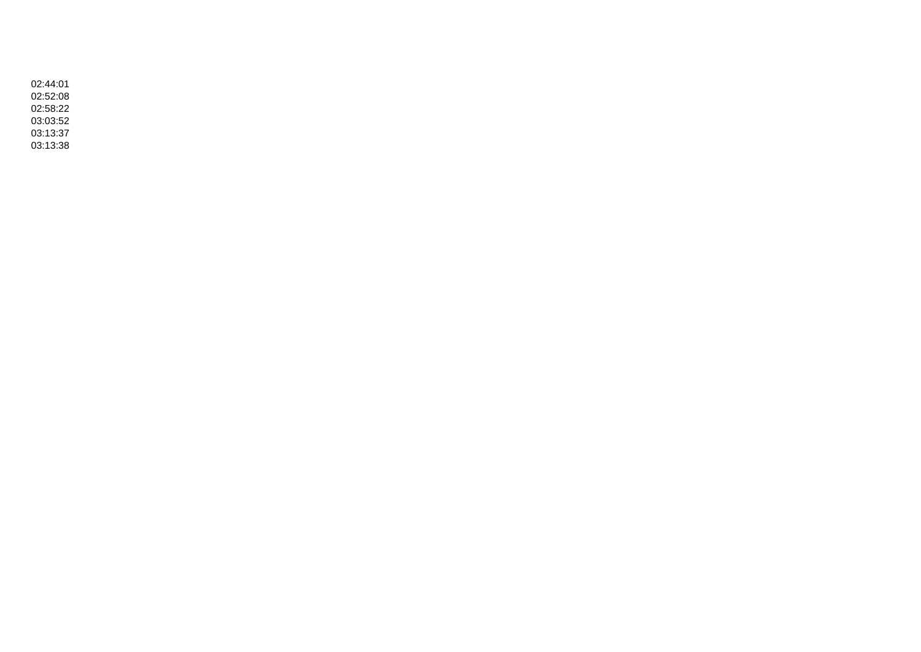02:44:01
02:52:08
02:58:22
03:03:52
03:13:37
03:13:38